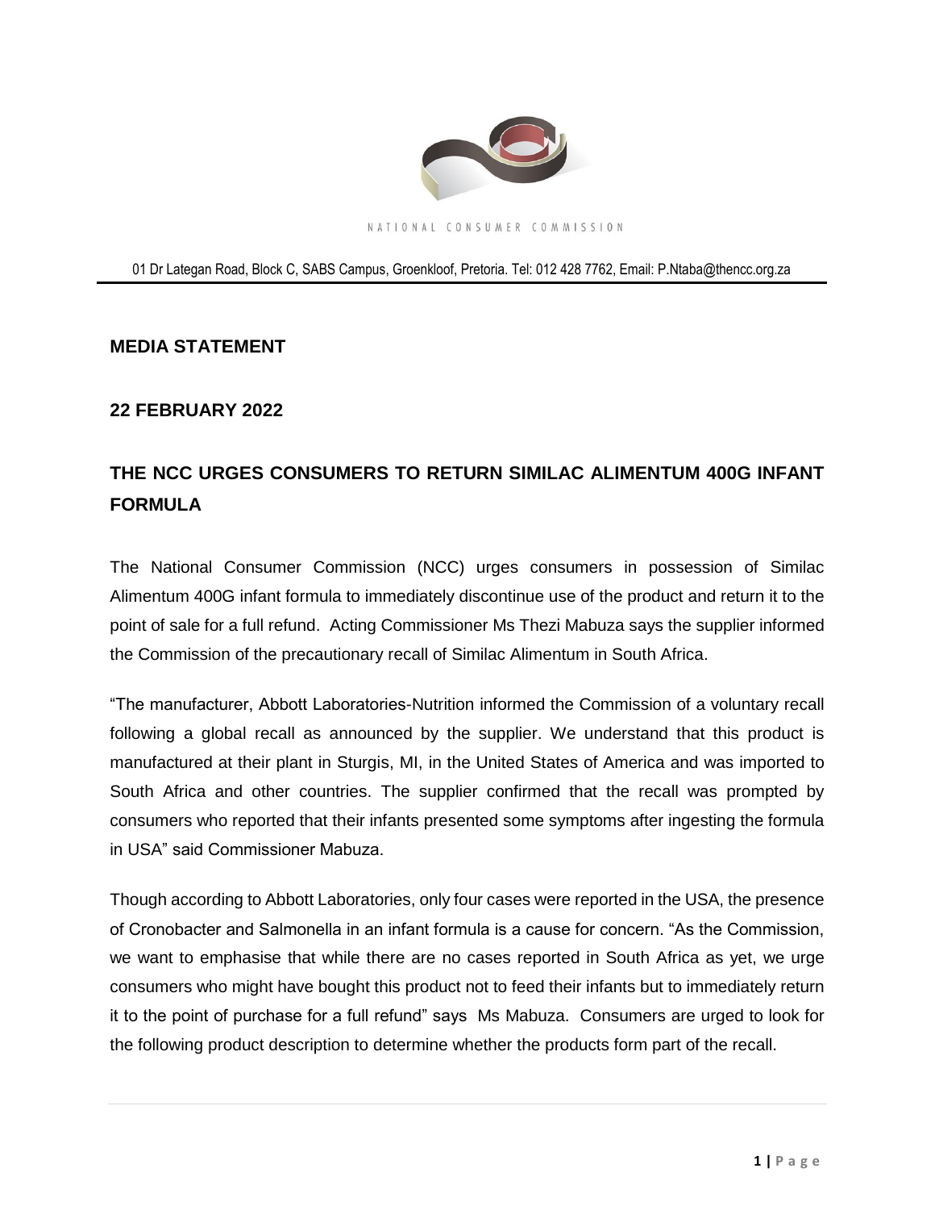NATIONAL CONSUMER COMMISSION

01 Dr Lategan Road, Block C, SABS Campus, Groenkloof, Pretoria. Tel: 012 428 7762, Email: P.Ntaba@thencc.org.za

**MEDIA STATEMENT**

**22 FEBRUARY 2022**

## THE NCC URGES CONSUMERS TO RETURN SIMILAC ALIMENTUM 400G INFANT FORMULA

The National Consumer Commission (NCC) urges consumers in possession of Similac Alimentum 400G infant formula to immediately discontinue use of the product and return it to the point of sale for a full refund. Acting Commissioner Ms Thezi Mabuza says the supplier informed the Commission of the precautionary recall of Similac Alimentum in South Africa.

"The manufacturer, Abbott Laboratories-Nutrition informed the Commission of a voluntary recall following a global recall as announced by the supplier. We understand that this product is manufactured at their plant in Sturgis, MI, in the United States of America and was imported to South Africa and other countries. The supplier confirmed that the recall was prompted by consumers who reported that their infants presented some symptoms after ingesting the formula in USA" said Commissioner Mabuza.

Though according to Abbott Laboratories, only four cases were reported in the USA, the presence of Cronobacter and Salmonella in an infant formula is a cause for concern. "As the Commission, we want to emphasise that while there are no cases reported in South Africa as yet, we urge consumers who might have bought this product not to feed their infants but to immediately return it to the point of purchase for a full refund" says Ms Mabuza. Consumers are urged to look for the following product description to determine whether the products form part of the recall.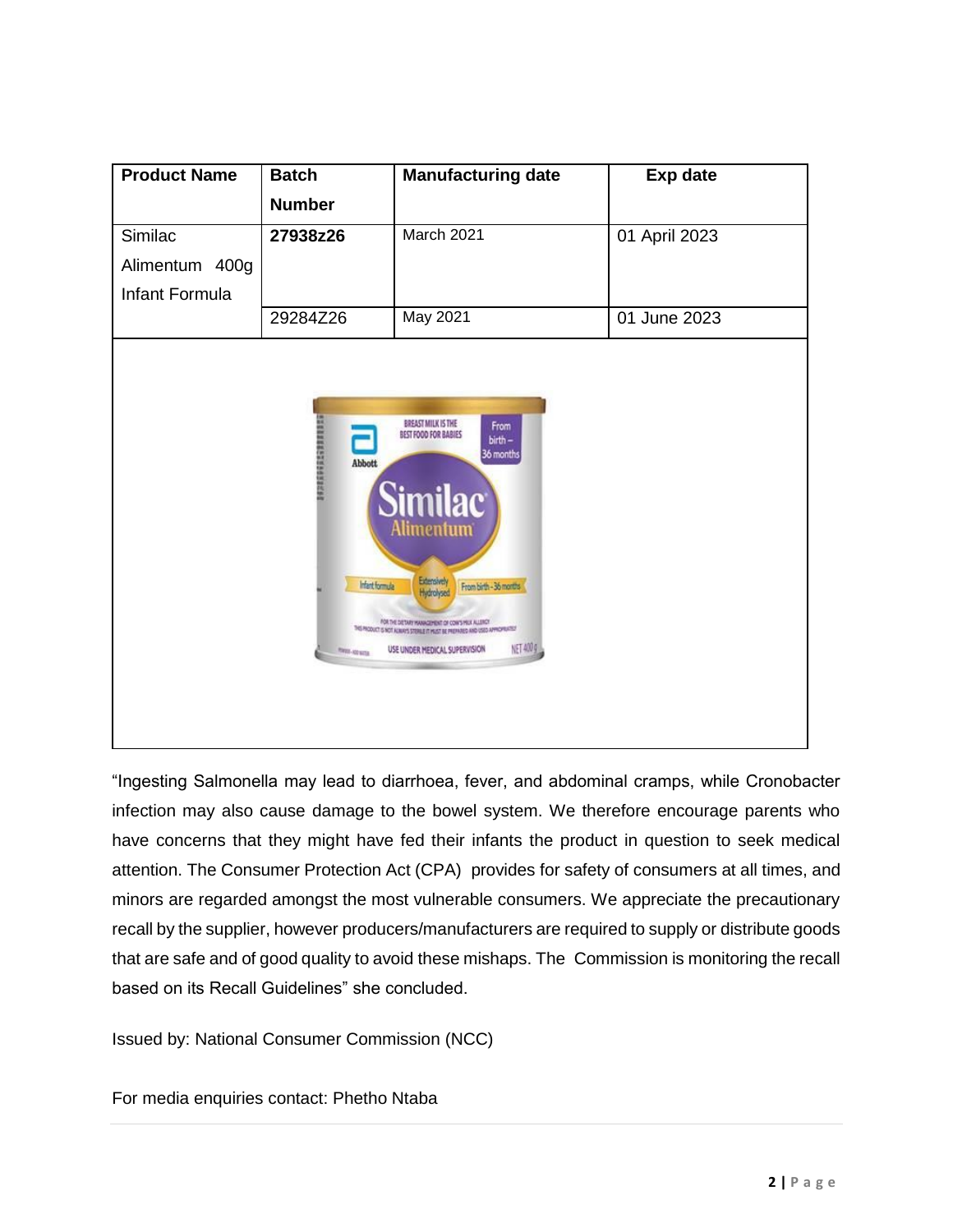| Product Name | Batch Number | Manufacturing date | Exp date |
|---|---|---|---|
| Similac Alimentum 400g Infant Formula | **27938z26** | March 2021 | 01 April 2023 |
| | 29284Z26 | May 2021 | 01 June 2023 |

"Ingesting Salmonella may lead to diarrhoea, fever, and abdominal cramps, while Cronobacter infection may also cause damage to the bowel system. We therefore encourage parents who have concerns that they might have fed their infants the product in question to seek medical attention. The Consumer Protection Act (CPA) provides for safety of consumers at all times, and minors are regarded amongst the most vulnerable consumers. We appreciate the precautionary recall by the supplier, however producers/manufacturers are required to supply or distribute goods that are safe and of good quality to avoid these mishaps. The Commission is monitoring the recall based on its Recall Guidelines" she concluded.

Issued by: National Consumer Commission (NCC)

For media enquiries contact: Phetho Ntaba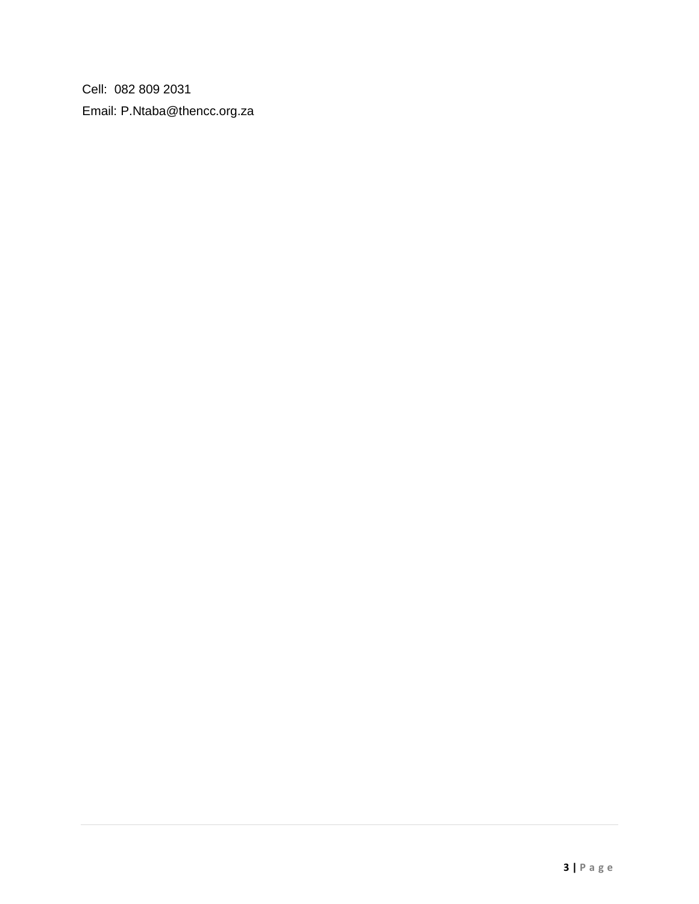Cell:  082 809 2031

Email: P.Ntaba@thencc.org.za